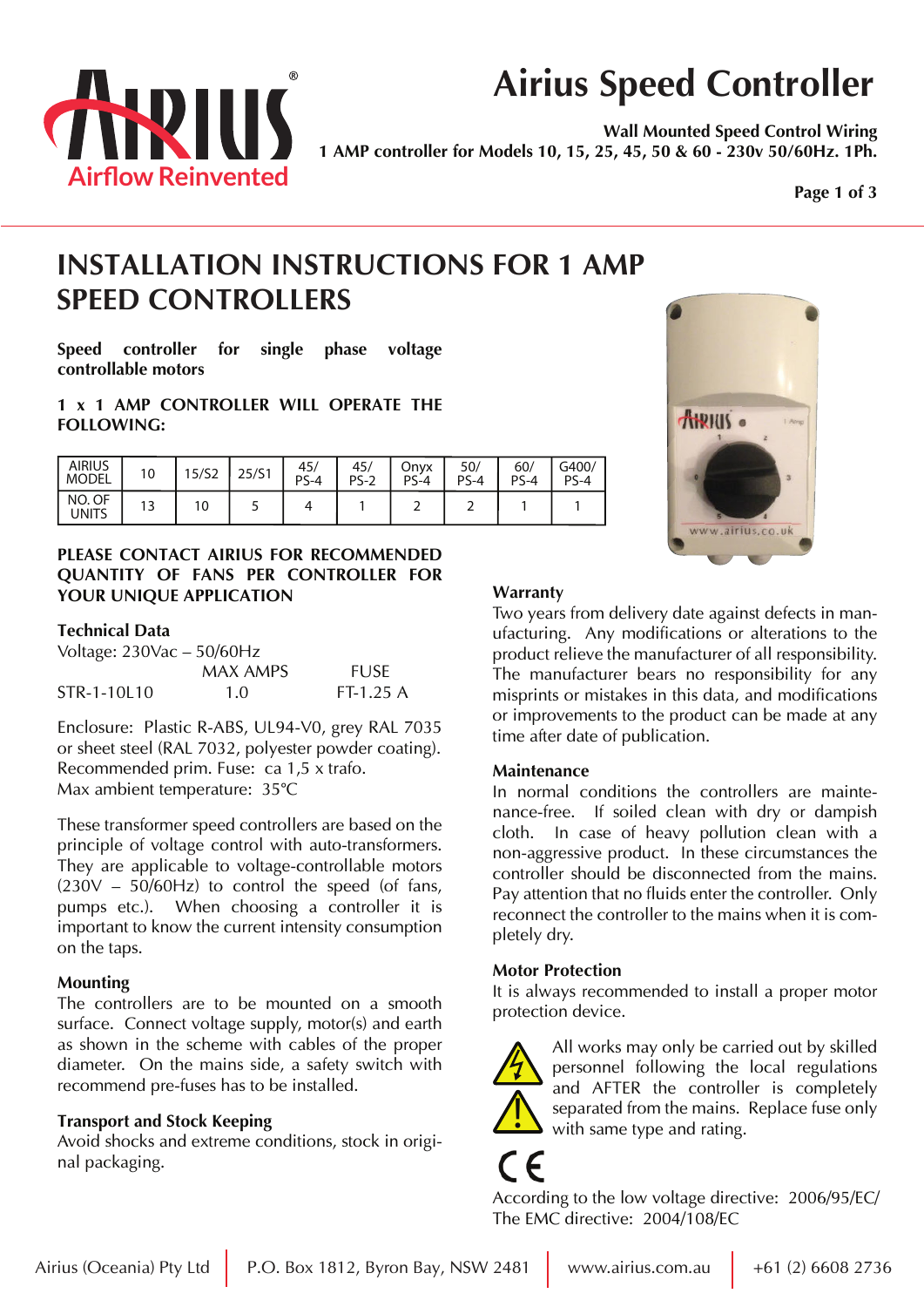# Airius Speed Controller

**Wall Mounted Speed Control Wiring**
**1 AMP controller for Models 10, 15, 25, 45, 50 & 60 - 230v 50/60Hz. 1Ph.**

## INSTALLATION INSTRUCTIONS FOR 1 AMP SPEED CONTROLLERS

**Speed controller for single phase voltage controllable motors**

**1 x 1 AMP CONTROLLER WILL OPERATE THE FOLLOWING:**

| AIRIUS MODEL | 10 | 15/S2 | 25/S1 | 45/ PS-4 | 45/ PS-2 | Onyx PS-4 | 50/ PS-4 | 60/ PS-4 | G400/ PS-4 |
|---|---|---|---|---|---|---|---|---|---|
| NO. OF UNITS | 13 | 10 | 5 | 4 | 1 | 2 | 2 | 1 | 1 |

**PLEASE CONTACT AIRIUS FOR RECOMMENDED QUANTITY OF FANS PER CONTROLLER FOR YOUR UNIQUE APPLICATION**

### Technical Data

Voltage: 230Vac – 50/60Hz

| | MAX AMPS | FUSE |
|---|---|---|
| STR-1-10L10 | 1.0 | FT-1.25 A |

Enclosure: Plastic R-ABS, UL94-V0, grey RAL 7035 or sheet steel (RAL 7032, polyester powder coating).
Recommended prim. Fuse: ca 1,5 x trafo.
Max ambient temperature: 35°C

These transformer speed controllers are based on the principle of voltage control with auto-transformers. They are applicable to voltage-controllable motors (230V – 50/60Hz) to control the speed (of fans, pumps etc.). When choosing a controller it is important to know the current intensity consumption on the taps.

### Mounting

The controllers are to be mounted on a smooth surface. Connect voltage supply, motor(s) and earth as shown in the scheme with cables of the proper diameter. On the mains side, a safety switch with recommend pre-fuses has to be installed.

### Transport and Stock Keeping

Avoid shocks and extreme conditions, stock in original packaging.

### Warranty

Two years from delivery date against defects in manufacturing. Any modifications or alterations to the product relieve the manufacturer of all responsibility. The manufacturer bears no responsibility for any misprints or mistakes in this data, and modifications or improvements to the product can be made at any time after date of publication.

### Maintenance

In normal conditions the controllers are maintenance-free. If soiled clean with dry or dampish cloth. In case of heavy pollution clean with a non-aggressive product. In these circumstances the controller should be disconnected from the mains. Pay attention that no fluids enter the controller. Only reconnect the controller to the mains when it is completely dry.

### Motor Protection

It is always recommended to install a proper motor protection device.

All works may only be carried out by skilled personnel following the local regulations and AFTER the controller is completely separated from the mains. Replace fuse only with same type and rating.

CE

According to the low voltage directive: 2006/95/EC/
The EMC directive: 2004/108/EC

Airius (Oceania) Pty Ltd | P.O. Box 1812, Byron Bay, NSW 2481 | www.airius.com.au | +61 (2) 6608 2736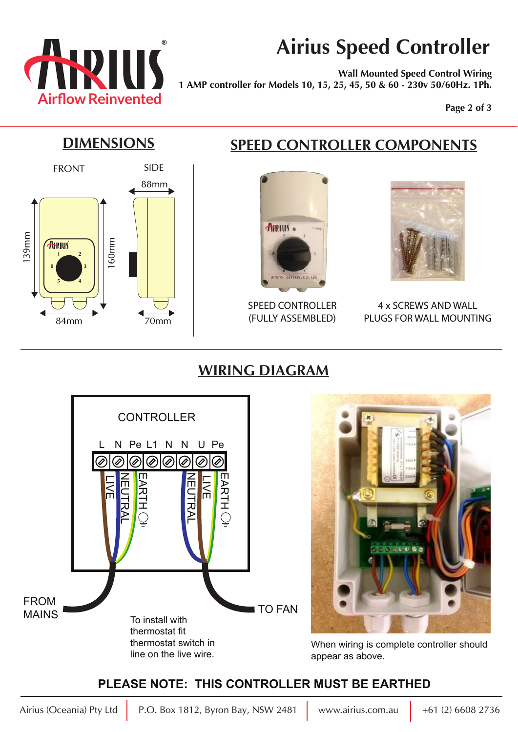# Airius Speed Controller

**Wall Mounted Speed Control Wiring**
**1 AMP controller for Models 10, 15, 25, 45, 50 & 60 - 230v 50/60Hz. 1Ph.**

## DIMENSIONS

FRONT

SIDE

88mm

139mm

160mm

84mm

70mm

## SPEED CONTROLLER COMPONENTS

SPEED CONTROLLER (FULLY ASSEMBLED)

4 x SCREWS AND WALL PLUGS FOR WALL MOUNTING

## WIRING DIAGRAM

CONTROLLER

L N Pe L1 N N U Pe

LIVE NEUTRAL EARTH NEUTRAL LIVE EARTH

FROM MAINS

TO FAN

To install with thermostat fit thermostat switch in line on the live wire.

When wiring is complete controller should appear as above.

**PLEASE NOTE: THIS CONTROLLER MUST BE EARTHED**

Airius (Oceania) Pty Ltd | P.O. Box 1812, Byron Bay, NSW 2481 | www.airius.com.au | +61 (2) 6608 2736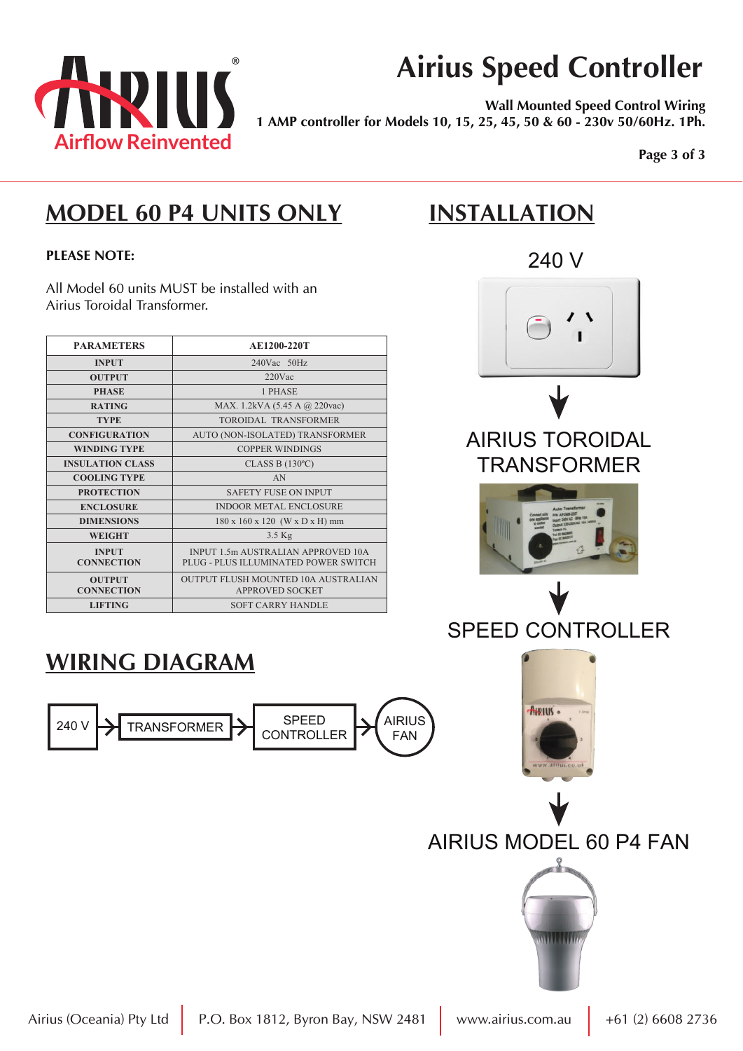# Airius Speed Controller

**Wall Mounted Speed Control Wiring**
**1 AMP controller for Models 10, 15, 25, 45, 50 & 60 - 230v 50/60Hz. 1Ph.**

## MODEL 60 P4 UNITS ONLY

**PLEASE NOTE:**

All Model 60 units MUST be installed with an Airius Toroidal Transformer.

| PARAMETERS | AE1200-220T |
|---|---|
| INPUT | 240Vac 50Hz |
| OUTPUT | 220Vac |
| PHASE | 1 PHASE |
| RATING | MAX. 1.2kVA (5.45 A @ 220vac) |
| TYPE | TOROIDAL TRANSFORMER |
| CONFIGURATION | AUTO (NON-ISOLATED) TRANSFORMER |
| WINDING TYPE | COPPER WINDINGS |
| INSULATION CLASS | CLASS B (130ºC) |
| COOLING TYPE | AN |
| PROTECTION | SAFETY FUSE ON INPUT |
| ENCLOSURE | INDOOR METAL ENCLOSURE |
| DIMENSIONS | 180 x 160 x 120 (W x D x H) mm |
| WEIGHT | 3.5 Kg |
| INPUT CONNECTION | INPUT 1.5m AUSTRALIAN APPROVED 10A PLUG - PLUS ILLUMINATED POWER SWITCH |
| OUTPUT CONNECTION | OUTPUT FLUSH MOUNTED 10A AUSTRALIAN APPROVED SOCKET |
| LIFTING | SOFT CARRY HANDLE |

## WIRING DIAGRAM

240 V → TRANSFORMER → SPEED CONTROLLER → AIRIUS FAN

## INSTALLATION

240 V

↓

AIRIUS TOROIDAL TRANSFORMER

↓

SPEED CONTROLLER

↓

AIRIUS MODEL 60 P4 FAN

Airius (Oceania) Pty Ltd | P.O. Box 1812, Byron Bay, NSW 2481 | www.airius.com.au | +61 (2) 6608 2736